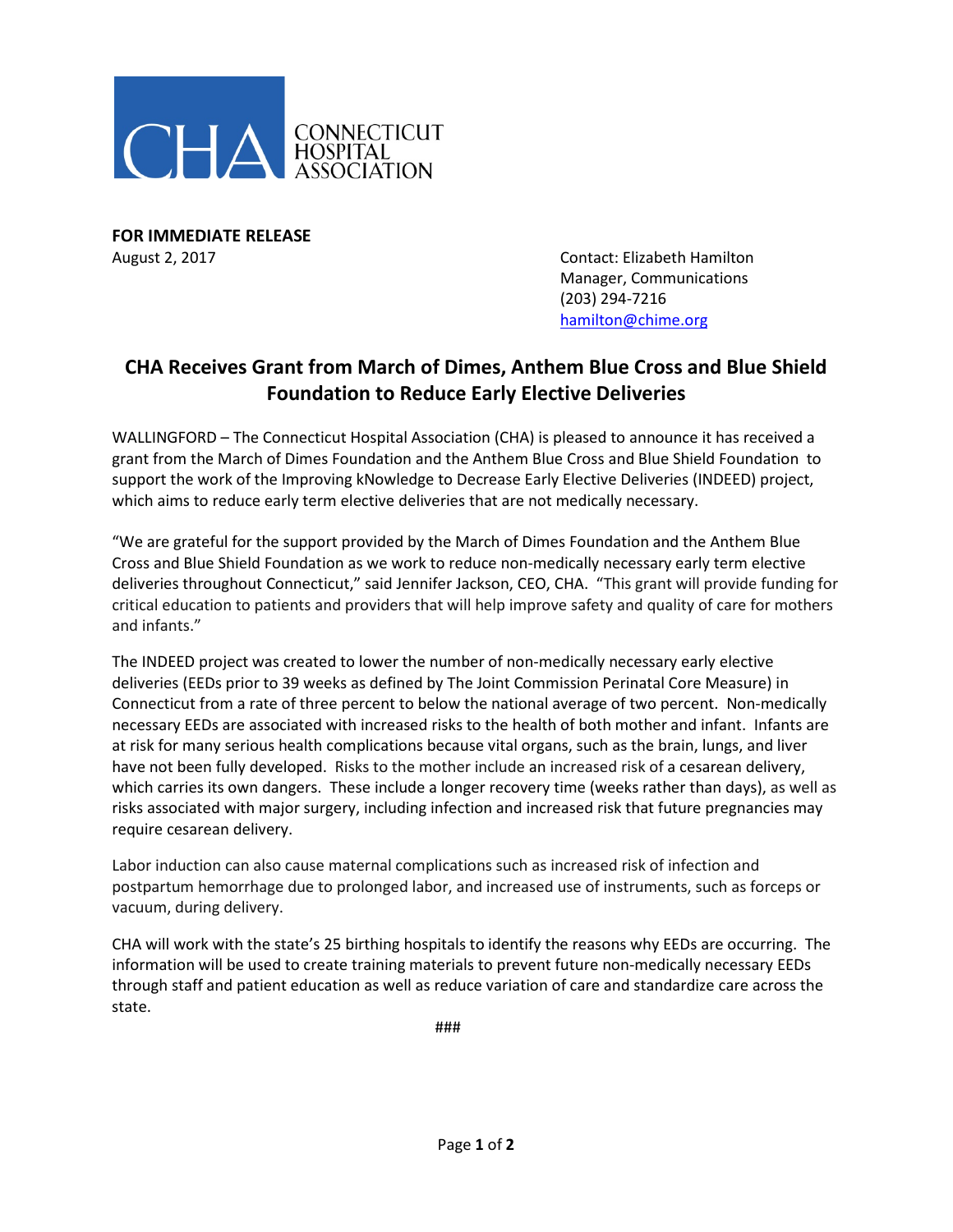CONNECTICUT HOSPITAL ASSOCIATION

**FOR IMMEDIATE RELEASE**

August 2, 2017

Contact: Elizabeth Hamilton
Manager, Communications
(203) 294-7216
hamilton@chime.org

## CHA Receives Grant from March of Dimes, Anthem Blue Cross and Blue Shield Foundation to Reduce Early Elective Deliveries

WALLINGFORD – The Connecticut Hospital Association (CHA) is pleased to announce it has received a grant from the March of Dimes Foundation and the Anthem Blue Cross and Blue Shield Foundation to support the work of the Improving kNowledge to Decrease Early Elective Deliveries (INDEED) project, which aims to reduce early term elective deliveries that are not medically necessary.

"We are grateful for the support provided by the March of Dimes Foundation and the Anthem Blue Cross and Blue Shield Foundation as we work to reduce non-medically necessary early term elective deliveries throughout Connecticut," said Jennifer Jackson, CEO, CHA. "This grant will provide funding for critical education to patients and providers that will help improve safety and quality of care for mothers and infants."

The INDEED project was created to lower the number of non-medically necessary early elective deliveries (EEDs prior to 39 weeks as defined by The Joint Commission Perinatal Core Measure) in Connecticut from a rate of three percent to below the national average of two percent. Non-medically necessary EEDs are associated with increased risks to the health of both mother and infant. Infants are at risk for many serious health complications because vital organs, such as the brain, lungs, and liver have not been fully developed. Risks to the mother include an increased risk of a cesarean delivery, which carries its own dangers. These include a longer recovery time (weeks rather than days), as well as risks associated with major surgery, including infection and increased risk that future pregnancies may require cesarean delivery.

Labor induction can also cause maternal complications such as increased risk of infection and postpartum hemorrhage due to prolonged labor, and increased use of instruments, such as forceps or vacuum, during delivery.

CHA will work with the state's 25 birthing hospitals to identify the reasons why EEDs are occurring. The information will be used to create training materials to prevent future non-medically necessary EEDs through staff and patient education as well as reduce variation of care and standardize care across the state.

###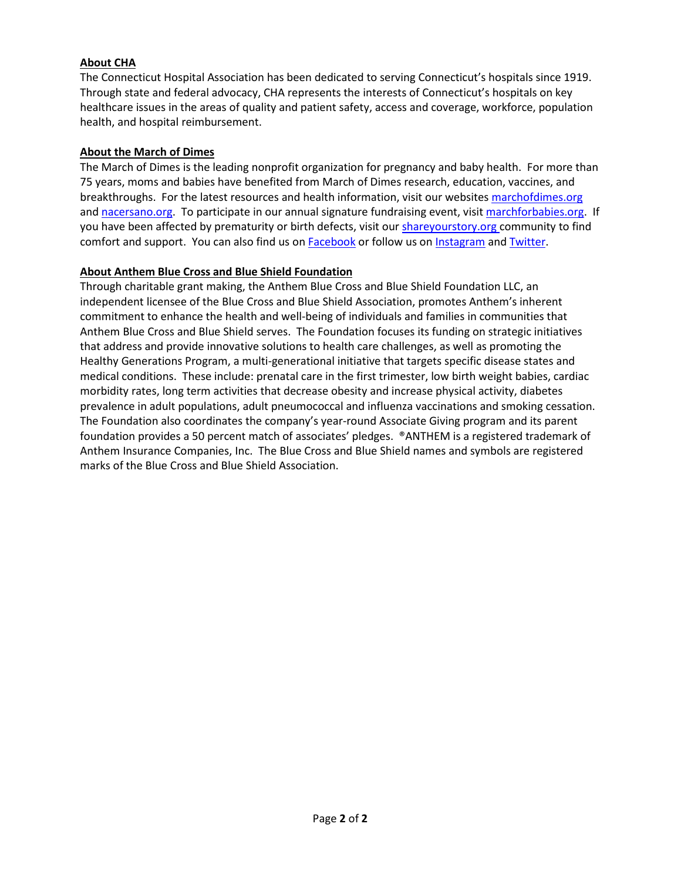**About CHA**

The Connecticut Hospital Association has been dedicated to serving Connecticut's hospitals since 1919. Through state and federal advocacy, CHA represents the interests of Connecticut's hospitals on key healthcare issues in the areas of quality and patient safety, access and coverage, workforce, population health, and hospital reimbursement.

**About the March of Dimes**

The March of Dimes is the leading nonprofit organization for pregnancy and baby health. For more than 75 years, moms and babies have benefited from March of Dimes research, education, vaccines, and breakthroughs. For the latest resources and health information, visit our websites marchofdimes.org and nacersano.org. To participate in our annual signature fundraising event, visit marchforbabies.org. If you have been affected by prematurity or birth defects, visit our shareyourstory.org community to find comfort and support. You can also find us on Facebook or follow us on Instagram and Twitter.

**About Anthem Blue Cross and Blue Shield Foundation**

Through charitable grant making, the Anthem Blue Cross and Blue Shield Foundation LLC, an independent licensee of the Blue Cross and Blue Shield Association, promotes Anthem's inherent commitment to enhance the health and well-being of individuals and families in communities that Anthem Blue Cross and Blue Shield serves. The Foundation focuses its funding on strategic initiatives that address and provide innovative solutions to health care challenges, as well as promoting the Healthy Generations Program, a multi-generational initiative that targets specific disease states and medical conditions. These include: prenatal care in the first trimester, low birth weight babies, cardiac morbidity rates, long term activities that decrease obesity and increase physical activity, diabetes prevalence in adult populations, adult pneumococcal and influenza vaccinations and smoking cessation. The Foundation also coordinates the company's year-round Associate Giving program and its parent foundation provides a 50 percent match of associates' pledges. ®ANTHEM is a registered trademark of Anthem Insurance Companies, Inc. The Blue Cross and Blue Shield names and symbols are registered marks of the Blue Cross and Blue Shield Association.